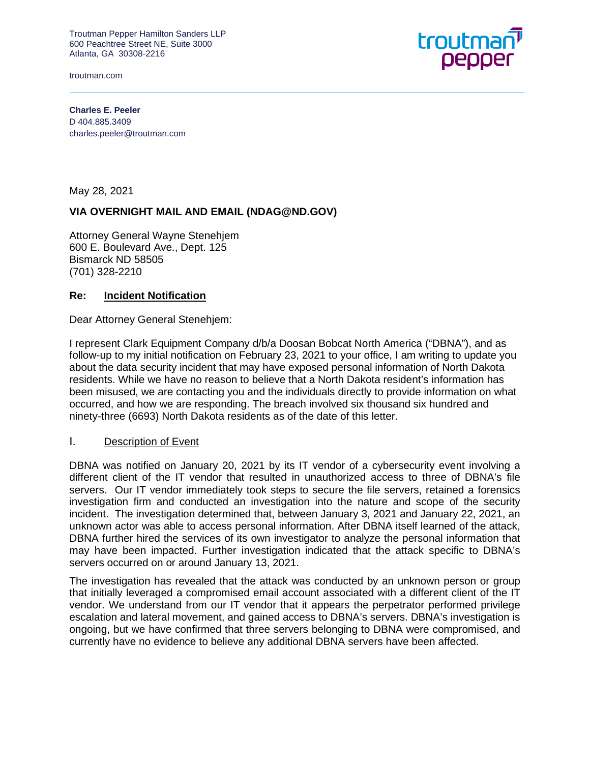Troutman Pepper Hamilton Sanders LLP
600 Peachtree Street NE, Suite 3000
Atlanta, GA 30308-2216

troutman.com

troutman pepper

**Charles E. Peeler**
D 404.885.3409
charles.peeler@troutman.com

May 28, 2021

**VIA OVERNIGHT MAIL AND EMAIL (NDAG@ND.GOV)**

Attorney General Wayne Stenehjem
600 E. Boulevard Ave., Dept. 125
Bismarck ND 58505
(701) 328-2210

**Re: <u>Incident Notification</u>**

Dear Attorney General Stenehjem:

I represent Clark Equipment Company d/b/a Doosan Bobcat North America ("DBNA"), and as follow-up to my initial notification on February 23, 2021 to your office, I am writing to update you about the data security incident that may have exposed personal information of North Dakota residents. While we have no reason to believe that a North Dakota resident's information has been misused, we are contacting you and the individuals directly to provide information on what occurred, and how we are responding. The breach involved six thousand six hundred and ninety-three (6693) North Dakota residents as of the date of this letter.

## I. <u>Description of Event</u>

DBNA was notified on January 20, 2021 by its IT vendor of a cybersecurity event involving a different client of the IT vendor that resulted in unauthorized access to three of DBNA's file servers. Our IT vendor immediately took steps to secure the file servers, retained a forensics investigation firm and conducted an investigation into the nature and scope of the security incident. The investigation determined that, between January 3, 2021 and January 22, 2021, an unknown actor was able to access personal information. After DBNA itself learned of the attack, DBNA further hired the services of its own investigator to analyze the personal information that may have been impacted. Further investigation indicated that the attack specific to DBNA's servers occurred on or around January 13, 2021.

The investigation has revealed that the attack was conducted by an unknown person or group that initially leveraged a compromised email account associated with a different client of the IT vendor. We understand from our IT vendor that it appears the perpetrator performed privilege escalation and lateral movement, and gained access to DBNA's servers. DBNA's investigation is ongoing, but we have confirmed that three servers belonging to DBNA were compromised, and currently have no evidence to believe any additional DBNA servers have been affected.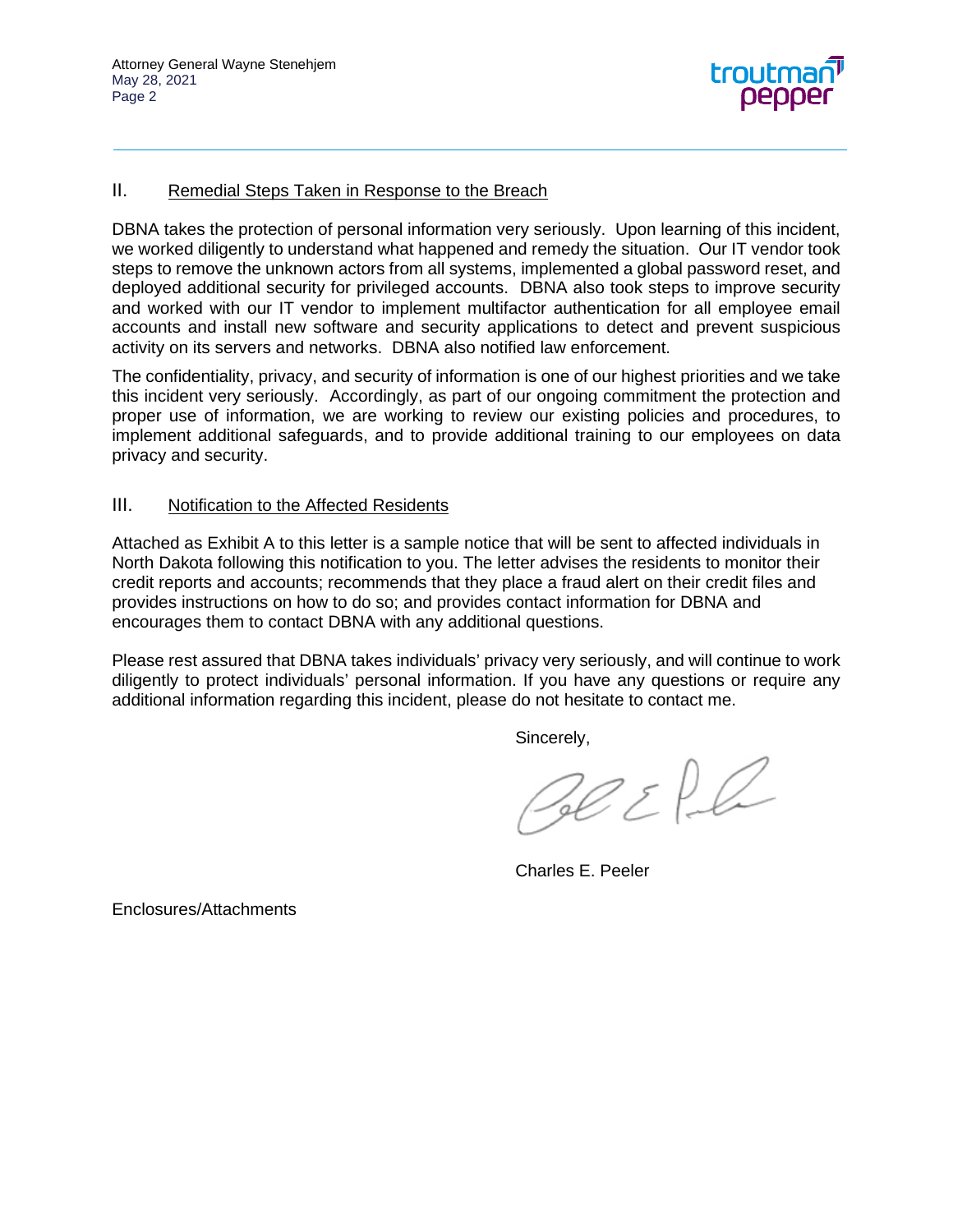## II. Remedial Steps Taken in Response to the Breach

DBNA takes the protection of personal information very seriously. Upon learning of this incident, we worked diligently to understand what happened and remedy the situation. Our IT vendor took steps to remove the unknown actors from all systems, implemented a global password reset, and deployed additional security for privileged accounts. DBNA also took steps to improve security and worked with our IT vendor to implement multifactor authentication for all employee email accounts and install new software and security applications to detect and prevent suspicious activity on its servers and networks. DBNA also notified law enforcement.

The confidentiality, privacy, and security of information is one of our highest priorities and we take this incident very seriously. Accordingly, as part of our ongoing commitment the protection and proper use of information, we are working to review our existing policies and procedures, to implement additional safeguards, and to provide additional training to our employees on data privacy and security.

## III. Notification to the Affected Residents

Attached as Exhibit A to this letter is a sample notice that will be sent to affected individuals in North Dakota following this notification to you. The letter advises the residents to monitor their credit reports and accounts; recommends that they place a fraud alert on their credit files and provides instructions on how to do so; and provides contact information for DBNA and encourages them to contact DBNA with any additional questions.

Please rest assured that DBNA takes individuals' privacy very seriously, and will continue to work diligently to protect individuals' personal information. If you have any questions or require any additional information regarding this incident, please do not hesitate to contact me.

Sincerely,

Charles E. Peeler

Enclosures/Attachments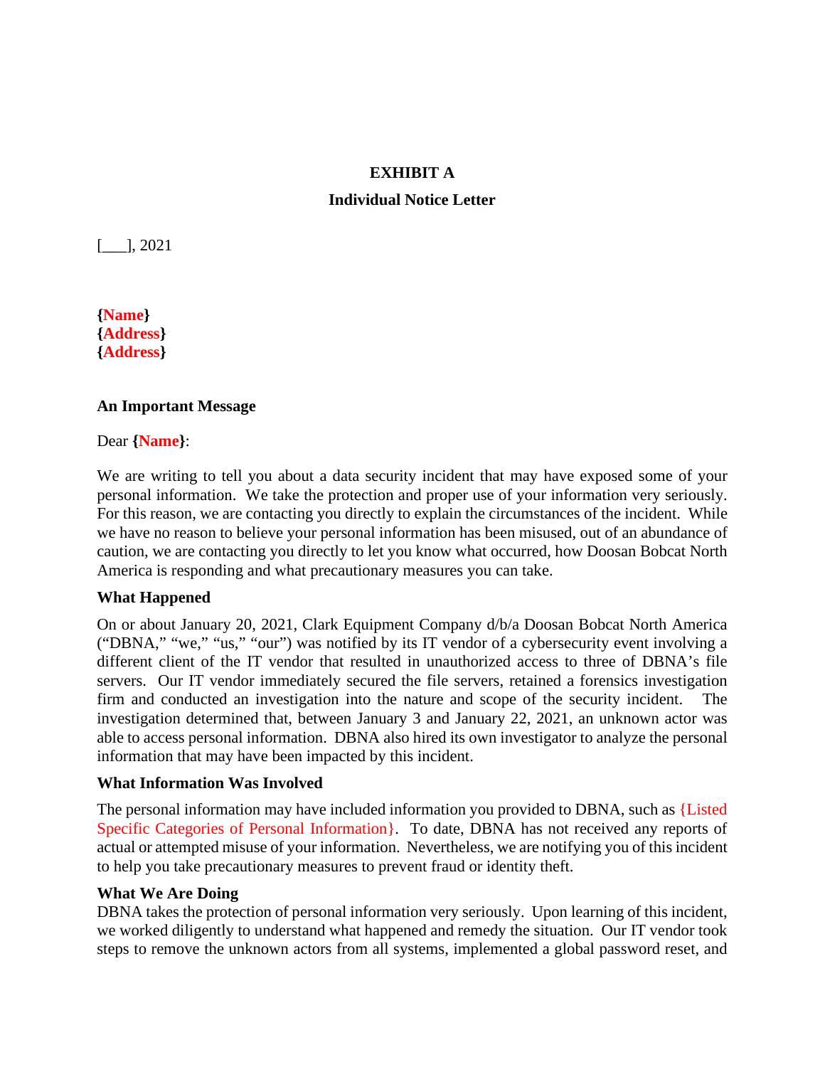**EXHIBIT A**

**Individual Notice Letter**

[___], 2021

**{Name}**
**{Address}**
**{Address}**

**An Important Message**

Dear **{Name}**:

We are writing to tell you about a data security incident that may have exposed some of your personal information. We take the protection and proper use of your information very seriously. For this reason, we are contacting you directly to explain the circumstances of the incident. While we have no reason to believe your personal information has been misused, out of an abundance of caution, we are contacting you directly to let you know what occurred, how Doosan Bobcat North America is responding and what precautionary measures you can take.

**What Happened**

On or about January 20, 2021, Clark Equipment Company d/b/a Doosan Bobcat North America ("DBNA," "we," "us," "our") was notified by its IT vendor of a cybersecurity event involving a different client of the IT vendor that resulted in unauthorized access to three of DBNA's file servers. Our IT vendor immediately secured the file servers, retained a forensics investigation firm and conducted an investigation into the nature and scope of the security incident. The investigation determined that, between January 3 and January 22, 2021, an unknown actor was able to access personal information. DBNA also hired its own investigator to analyze the personal information that may have been impacted by this incident.

**What Information Was Involved**

The personal information may have included information you provided to DBNA, such as {Listed Specific Categories of Personal Information}. To date, DBNA has not received any reports of actual or attempted misuse of your information. Nevertheless, we are notifying you of this incident to help you take precautionary measures to prevent fraud or identity theft.

**What We Are Doing**

DBNA takes the protection of personal information very seriously. Upon learning of this incident, we worked diligently to understand what happened and remedy the situation. Our IT vendor took steps to remove the unknown actors from all systems, implemented a global password reset, and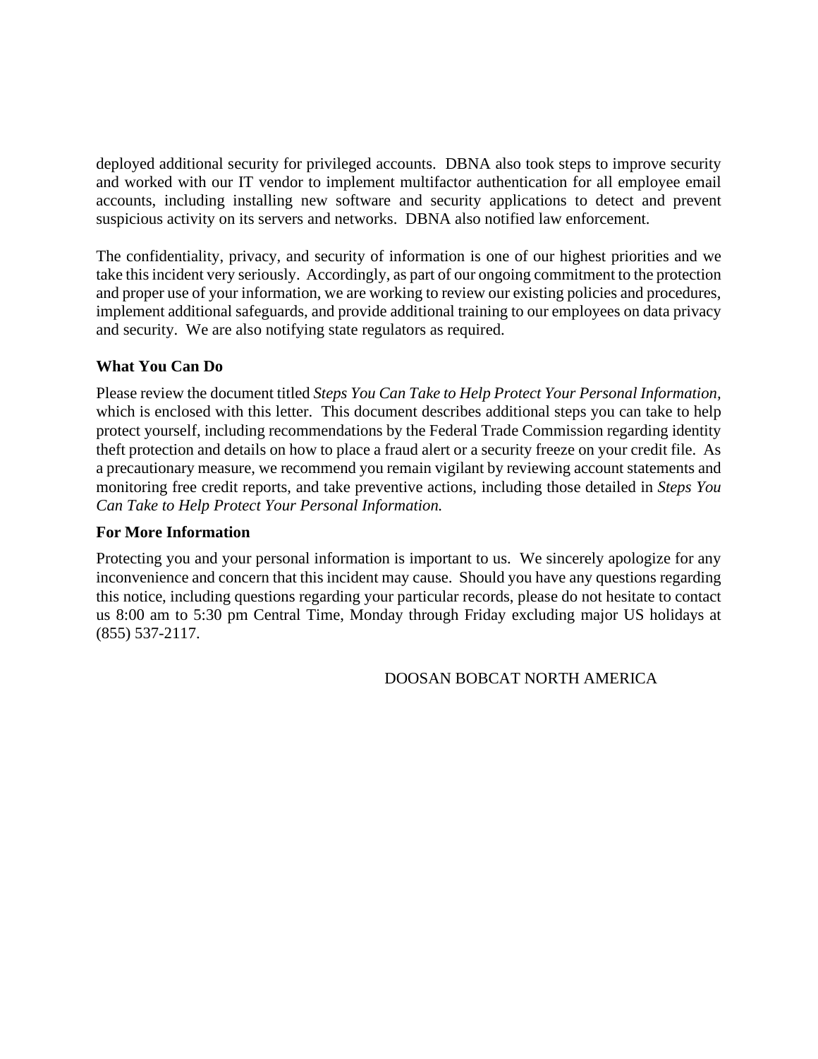deployed additional security for privileged accounts. DBNA also took steps to improve security and worked with our IT vendor to implement multifactor authentication for all employee email accounts, including installing new software and security applications to detect and prevent suspicious activity on its servers and networks. DBNA also notified law enforcement.

The confidentiality, privacy, and security of information is one of our highest priorities and we take this incident very seriously. Accordingly, as part of our ongoing commitment to the protection and proper use of your information, we are working to review our existing policies and procedures, implement additional safeguards, and provide additional training to our employees on data privacy and security. We are also notifying state regulators as required.

**What You Can Do**

Please review the document titled *Steps You Can Take to Help Protect Your Personal Information*, which is enclosed with this letter. This document describes additional steps you can take to help protect yourself, including recommendations by the Federal Trade Commission regarding identity theft protection and details on how to place a fraud alert or a security freeze on your credit file. As a precautionary measure, we recommend you remain vigilant by reviewing account statements and monitoring free credit reports, and take preventive actions, including those detailed in *Steps You Can Take to Help Protect Your Personal Information.*

**For More Information**

Protecting you and your personal information is important to us. We sincerely apologize for any inconvenience and concern that this incident may cause. Should you have any questions regarding this notice, including questions regarding your particular records, please do not hesitate to contact us 8:00 am to 5:30 pm Central Time, Monday through Friday excluding major US holidays at (855) 537-2117.

DOOSAN BOBCAT NORTH AMERICA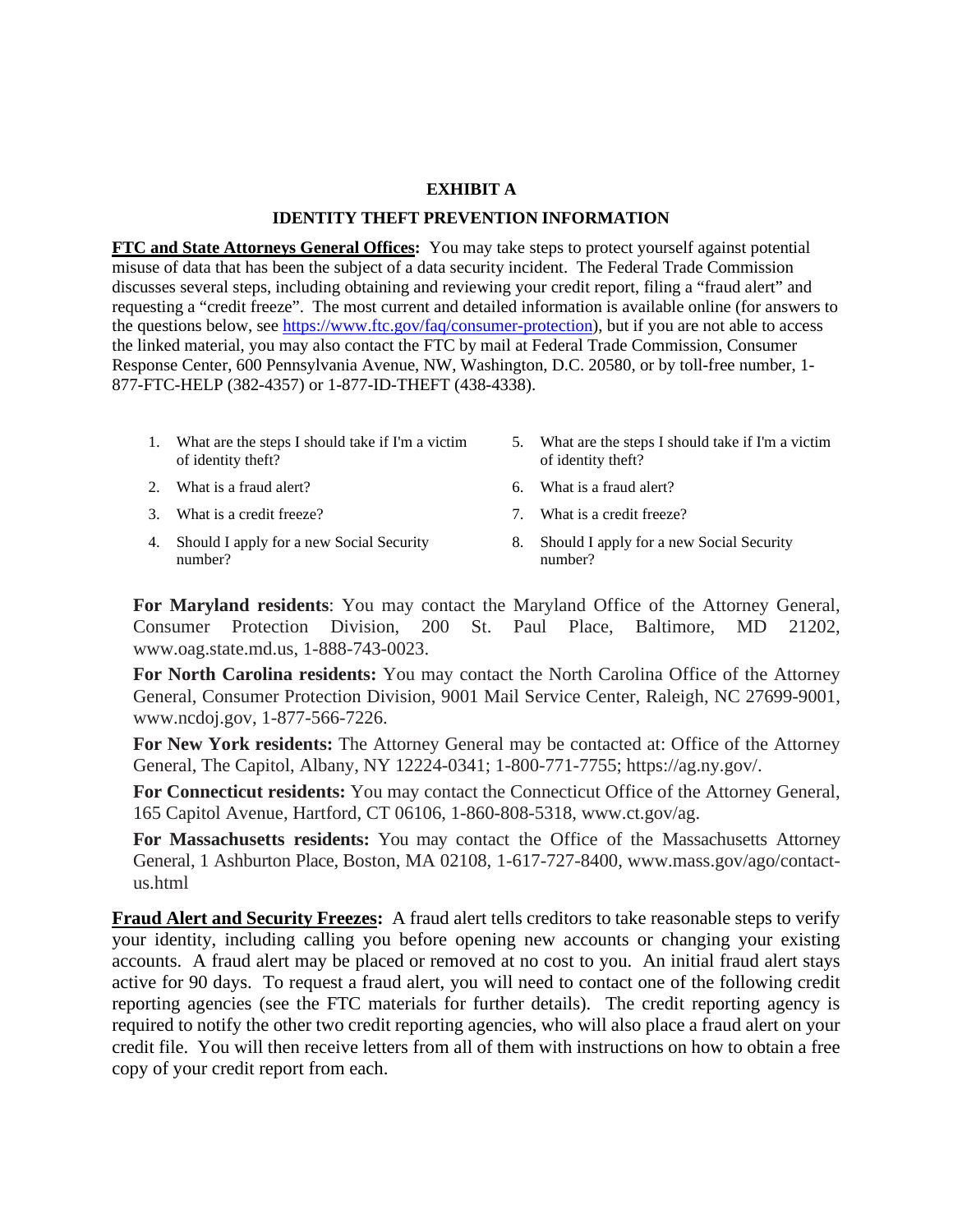**EXHIBIT A**

**IDENTITY THEFT PREVENTION INFORMATION**

**FTC and State Attorneys General Offices:** You may take steps to protect yourself against potential misuse of data that has been the subject of a data security incident. The Federal Trade Commission discusses several steps, including obtaining and reviewing your credit report, filing a "fraud alert" and requesting a "credit freeze". The most current and detailed information is available online (for answers to the questions below, see https://www.ftc.gov/faq/consumer-protection), but if you are not able to access the linked material, you may also contact the FTC by mail at Federal Trade Commission, Consumer Response Center, 600 Pennsylvania Avenue, NW, Washington, D.C. 20580, or by toll-free number, 1-877-FTC-HELP (382-4357) or 1-877-ID-THEFT (438-4338).

1. What are the steps I should take if I'm a victim of identity theft?
2. What is a fraud alert?
3. What is a credit freeze?
4. Should I apply for a new Social Security number?
5. What are the steps I should take if I'm a victim of identity theft?
6. What is a fraud alert?
7. What is a credit freeze?
8. Should I apply for a new Social Security number?

**For Maryland residents**: You may contact the Maryland Office of the Attorney General, Consumer Protection Division, 200 St. Paul Place, Baltimore, MD 21202, www.oag.state.md.us, 1-888-743-0023.

**For North Carolina residents:** You may contact the North Carolina Office of the Attorney General, Consumer Protection Division, 9001 Mail Service Center, Raleigh, NC 27699-9001, www.ncdoj.gov, 1-877-566-7226.

**For New York residents:** The Attorney General may be contacted at: Office of the Attorney General, The Capitol, Albany, NY 12224-0341; 1-800-771-7755; https://ag.ny.gov/.

**For Connecticut residents:** You may contact the Connecticut Office of the Attorney General, 165 Capitol Avenue, Hartford, CT 06106, 1-860-808-5318, www.ct.gov/ag.

**For Massachusetts residents:** You may contact the Office of the Massachusetts Attorney General, 1 Ashburton Place, Boston, MA 02108, 1-617-727-8400, www.mass.gov/ago/contact-us.html

**Fraud Alert and Security Freezes:** A fraud alert tells creditors to take reasonable steps to verify your identity, including calling you before opening new accounts or changing your existing accounts. A fraud alert may be placed or removed at no cost to you. An initial fraud alert stays active for 90 days. To request a fraud alert, you will need to contact one of the following credit reporting agencies (see the FTC materials for further details). The credit reporting agency is required to notify the other two credit reporting agencies, who will also place a fraud alert on your credit file. You will then receive letters from all of them with instructions on how to obtain a free copy of your credit report from each.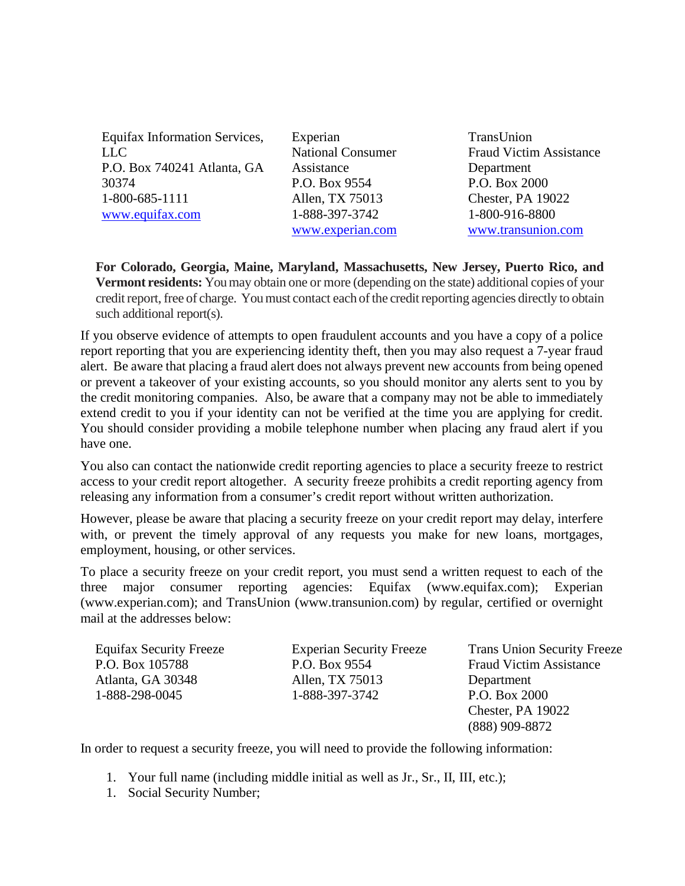Equifax Information Services, LLC
P.O. Box 740241 Atlanta, GA 30374
1-800-685-1111
www.equifax.com

Experian
National Consumer Assistance
P.O. Box 9554
Allen, TX 75013
1-888-397-3742
www.experian.com

TransUnion
Fraud Victim Assistance Department
P.O. Box 2000
Chester, PA 19022
1-800-916-8800
www.transunion.com

**For Colorado, Georgia, Maine, Maryland, Massachusetts, New Jersey, Puerto Rico, and Vermont residents:** You may obtain one or more (depending on the state) additional copies of your credit report, free of charge. You must contact each of the credit reporting agencies directly to obtain such additional report(s).

If you observe evidence of attempts to open fraudulent accounts and you have a copy of a police report reporting that you are experiencing identity theft, then you may also request a 7-year fraud alert. Be aware that placing a fraud alert does not always prevent new accounts from being opened or prevent a takeover of your existing accounts, so you should monitor any alerts sent to you by the credit monitoring companies. Also, be aware that a company may not be able to immediately extend credit to you if your identity can not be verified at the time you are applying for credit. You should consider providing a mobile telephone number when placing any fraud alert if you have one.

You also can contact the nationwide credit reporting agencies to place a security freeze to restrict access to your credit report altogether. A security freeze prohibits a credit reporting agency from releasing any information from a consumer's credit report without written authorization.

However, please be aware that placing a security freeze on your credit report may delay, interfere with, or prevent the timely approval of any requests you make for new loans, mortgages, employment, housing, or other services.

To place a security freeze on your credit report, you must send a written request to each of the three major consumer reporting agencies: Equifax (www.equifax.com); Experian (www.experian.com); and TransUnion (www.transunion.com) by regular, certified or overnight mail at the addresses below:

Equifax Security Freeze
P.O. Box 105788
Atlanta, GA 30348
1-888-298-0045

Experian Security Freeze
P.O. Box 9554
Allen, TX 75013
1-888-397-3742

Trans Union Security Freeze
Fraud Victim Assistance Department
P.O. Box 2000
Chester, PA 19022
(888) 909-8872

In order to request a security freeze, you will need to provide the following information:

1. Your full name (including middle initial as well as Jr., Sr., II, III, etc.);
1. Social Security Number;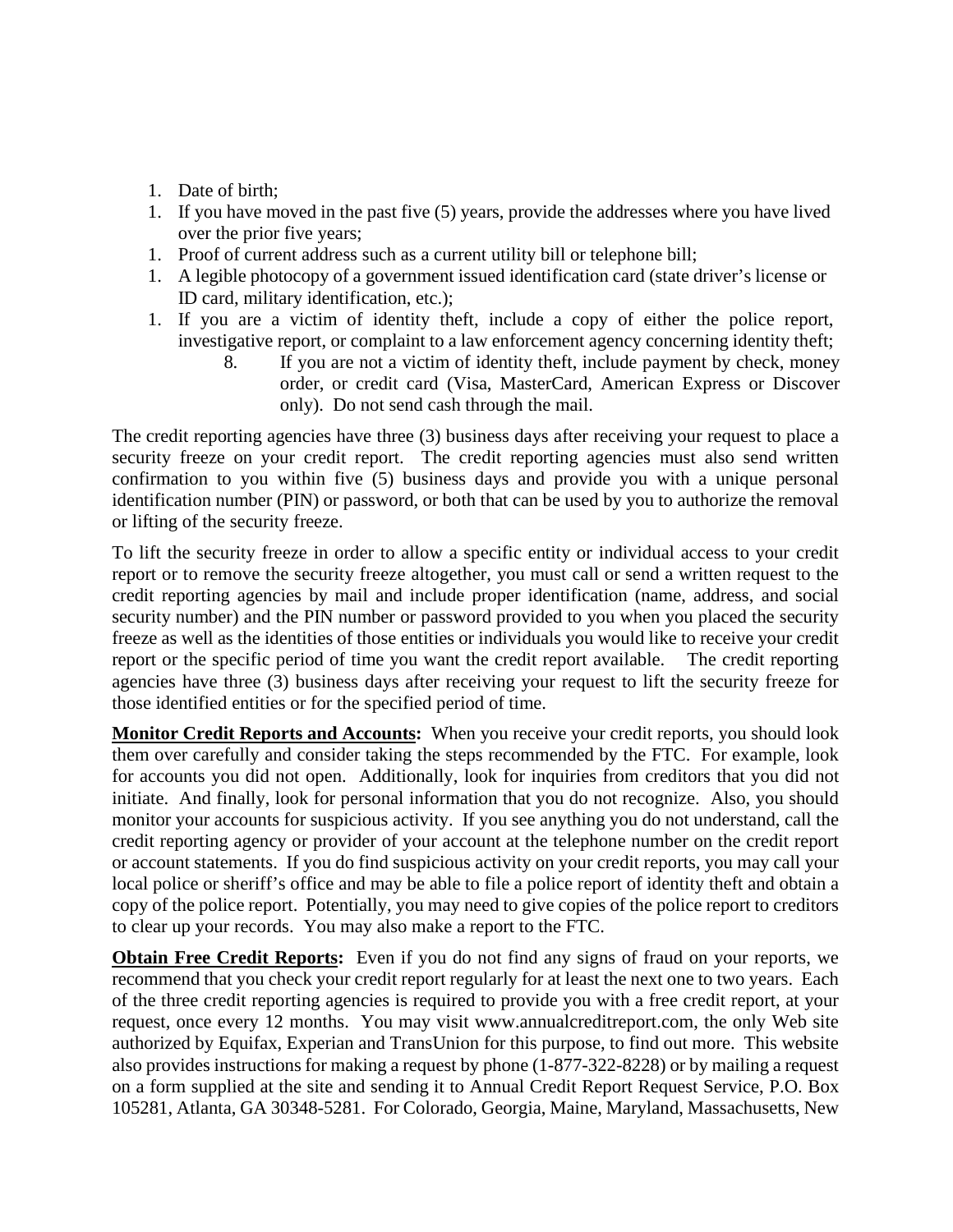1. Date of birth;
1. If you have moved in the past five (5) years, provide the addresses where you have lived over the prior five years;
1. Proof of current address such as a current utility bill or telephone bill;
1. A legible photocopy of a government issued identification card (state driver's license or ID card, military identification, etc.);
1. If you are a victim of identity theft, include a copy of either the police report, investigative report, or complaint to a law enforcement agency concerning identity theft;
    8. If you are not a victim of identity theft, include payment by check, money order, or credit card (Visa, MasterCard, American Express or Discover only). Do not send cash through the mail.

The credit reporting agencies have three (3) business days after receiving your request to place a security freeze on your credit report. The credit reporting agencies must also send written confirmation to you within five (5) business days and provide you with a unique personal identification number (PIN) or password, or both that can be used by you to authorize the removal or lifting of the security freeze.

To lift the security freeze in order to allow a specific entity or individual access to your credit report or to remove the security freeze altogether, you must call or send a written request to the credit reporting agencies by mail and include proper identification (name, address, and social security number) and the PIN number or password provided to you when you placed the security freeze as well as the identities of those entities or individuals you would like to receive your credit report or the specific period of time you want the credit report available. The credit reporting agencies have three (3) business days after receiving your request to lift the security freeze for those identified entities or for the specified period of time.

**<u>Monitor Credit Reports and Accounts</u>:** When you receive your credit reports, you should look them over carefully and consider taking the steps recommended by the FTC. For example, look for accounts you did not open. Additionally, look for inquiries from creditors that you did not initiate. And finally, look for personal information that you do not recognize. Also, you should monitor your accounts for suspicious activity. If you see anything you do not understand, call the credit reporting agency or provider of your account at the telephone number on the credit report or account statements. If you do find suspicious activity on your credit reports, you may call your local police or sheriff's office and may be able to file a police report of identity theft and obtain a copy of the police report. Potentially, you may need to give copies of the police report to creditors to clear up your records. You may also make a report to the FTC.

**<u>Obtain Free Credit Reports</u>:** Even if you do not find any signs of fraud on your reports, we recommend that you check your credit report regularly for at least the next one to two years. Each of the three credit reporting agencies is required to provide you with a free credit report, at your request, once every 12 months. You may visit www.annualcreditreport.com, the only Web site authorized by Equifax, Experian and TransUnion for this purpose, to find out more. This website also provides instructions for making a request by phone (1-877-322-8228) or by mailing a request on a form supplied at the site and sending it to Annual Credit Report Request Service, P.O. Box 105281, Atlanta, GA 30348-5281. For Colorado, Georgia, Maine, Maryland, Massachusetts, New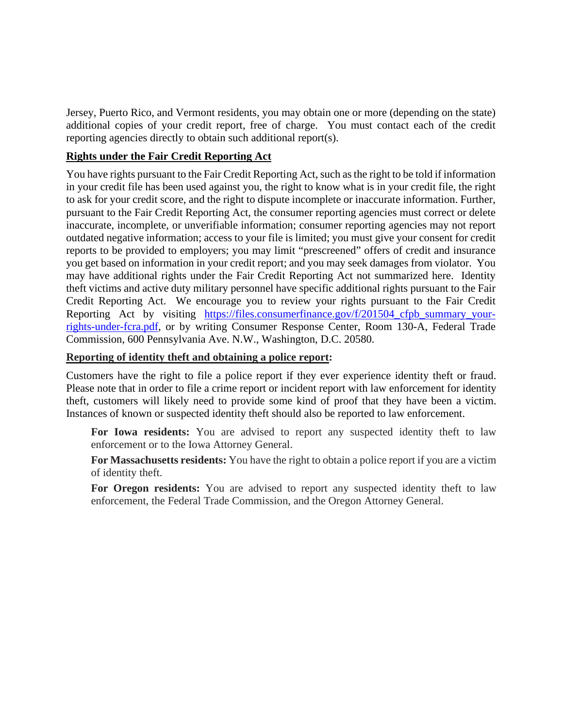Jersey, Puerto Rico, and Vermont residents, you may obtain one or more (depending on the state) additional copies of your credit report, free of charge. You must contact each of the credit reporting agencies directly to obtain such additional report(s).

**Rights under the Fair Credit Reporting Act**

You have rights pursuant to the Fair Credit Reporting Act, such as the right to be told if information in your credit file has been used against you, the right to know what is in your credit file, the right to ask for your credit score, and the right to dispute incomplete or inaccurate information. Further, pursuant to the Fair Credit Reporting Act, the consumer reporting agencies must correct or delete inaccurate, incomplete, or unverifiable information; consumer reporting agencies may not report outdated negative information; access to your file is limited; you must give your consent for credit reports to be provided to employers; you may limit "prescreened" offers of credit and insurance you get based on information in your credit report; and you may seek damages from violator. You may have additional rights under the Fair Credit Reporting Act not summarized here. Identity theft victims and active duty military personnel have specific additional rights pursuant to the Fair Credit Reporting Act. We encourage you to review your rights pursuant to the Fair Credit Reporting Act by visiting https://files.consumerfinance.gov/f/201504_cfpb_summary_your-rights-under-fcra.pdf, or by writing Consumer Response Center, Room 130-A, Federal Trade Commission, 600 Pennsylvania Ave. N.W., Washington, D.C. 20580.

**Reporting of identity theft and obtaining a police report:**

Customers have the right to file a police report if they ever experience identity theft or fraud. Please note that in order to file a crime report or incident report with law enforcement for identity theft, customers will likely need to provide some kind of proof that they have been a victim. Instances of known or suspected identity theft should also be reported to law enforcement.

> **For Iowa residents:** You are advised to report any suspected identity theft to law enforcement or to the Iowa Attorney General.
>
> **For Massachusetts residents:** You have the right to obtain a police report if you are a victim of identity theft.
>
> **For Oregon residents:** You are advised to report any suspected identity theft to law enforcement, the Federal Trade Commission, and the Oregon Attorney General.